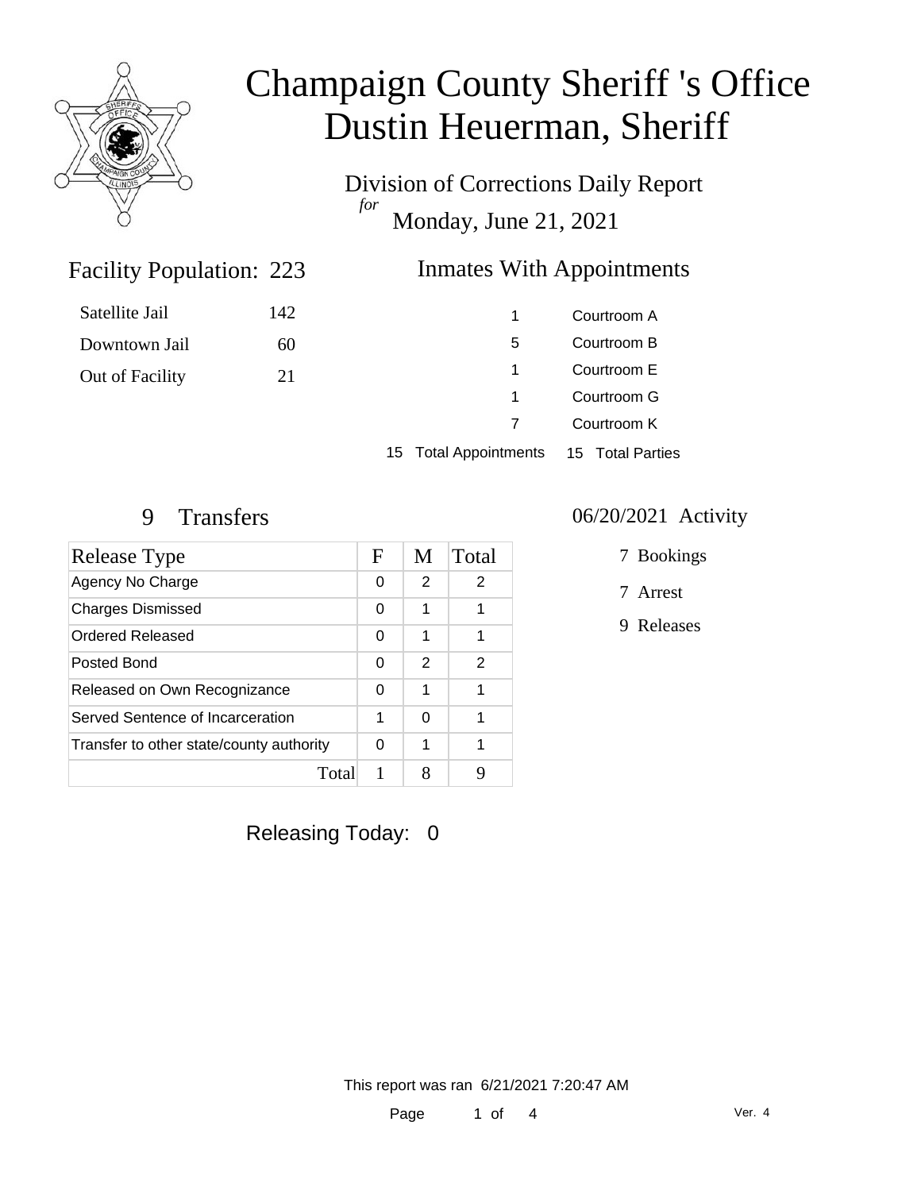# Champaign County Sheriff 's Office
# Dustin Heuerman, Sheriff

Division of Corrections Daily Report
*for*
Monday, June 21, 2021

## Facility Population: 223

| | |
|---|---|
| Satellite Jail | 142 |
| Downtown Jail | 60 |
| Out of Facility | 21 |

## Inmates With Appointments

| | |
|---|---|
| 1 | Courtroom A |
| 5 | Courtroom B |
| 1 | Courtroom E |
| 1 | Courtroom G |
| 7 | Courtroom K |
| 15 Total Appointments | 15 Total Parties |

## 9 Transfers

| Release Type | F | M | Total |
|---|---|---|---|
| Agency No Charge | 0 | 2 | 2 |
| Charges Dismissed | 0 | 1 | 1 |
| Ordered Released | 0 | 1 | 1 |
| Posted Bond | 0 | 2 | 2 |
| Released on Own Recognizance | 0 | 1 | 1 |
| Served Sentence of Incarceration | 1 | 0 | 1 |
| Transfer to other state/county authority | 0 | 1 | 1 |
| Total | 1 | 8 | 9 |

## 06/20/2021 Activity

7 Bookings

7 Arrest

9 Releases

Releasing Today: 0

This report was ran 6/21/2021 7:20:47 AM

Ver. 4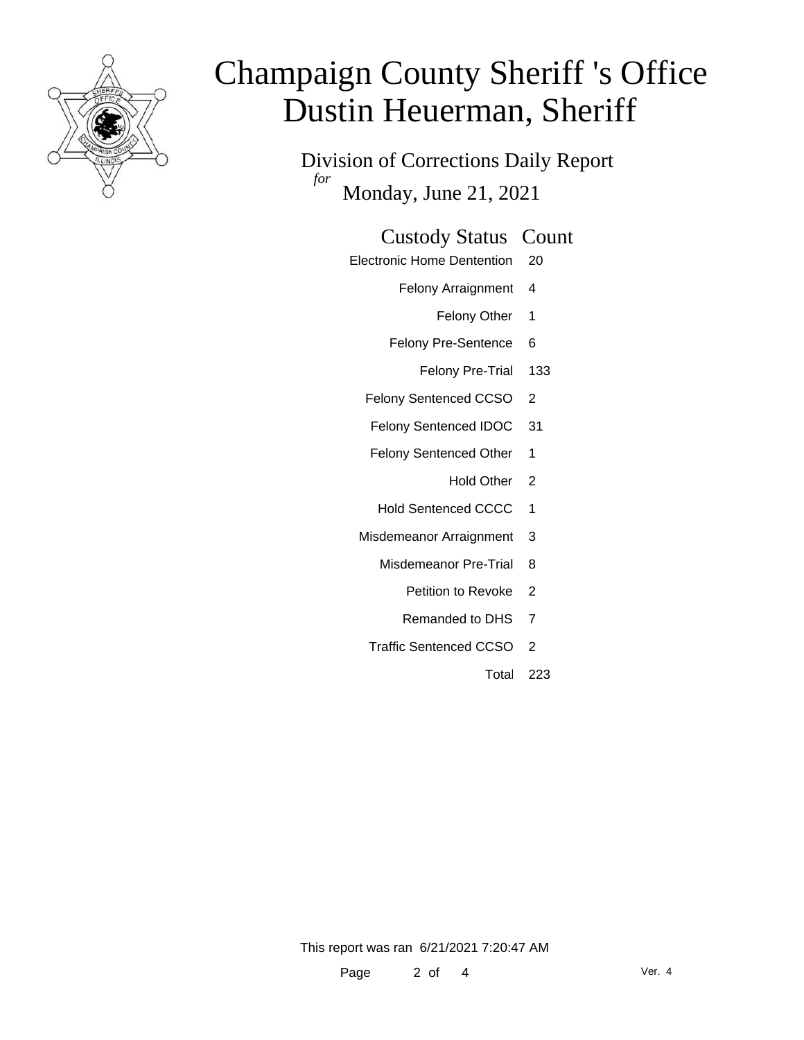# Champaign County Sheriff 's Office
# Dustin Heuerman, Sheriff

## Division of Corrections Daily Report

*for* Monday, June 21, 2021

| Custody Status | Count |
|---|---|
| Electronic Home Dentention | 20 |
| Felony Arraignment | 4 |
| Felony Other | 1 |
| Felony Pre-Sentence | 6 |
| Felony Pre-Trial | 133 |
| Felony Sentenced CCSO | 2 |
| Felony Sentenced IDOC | 31 |
| Felony Sentenced Other | 1 |
| Hold Other | 2 |
| Hold Sentenced CCCC | 1 |
| Misdemeanor Arraignment | 3 |
| Misdemeanor Pre-Trial | 8 |
| Petition to Revoke | 2 |
| Remanded to DHS | 7 |
| Traffic Sentenced CCSO | 2 |
| Total | 223 |

This report was ran 6/21/2021 7:20:47 AM

Ver. 4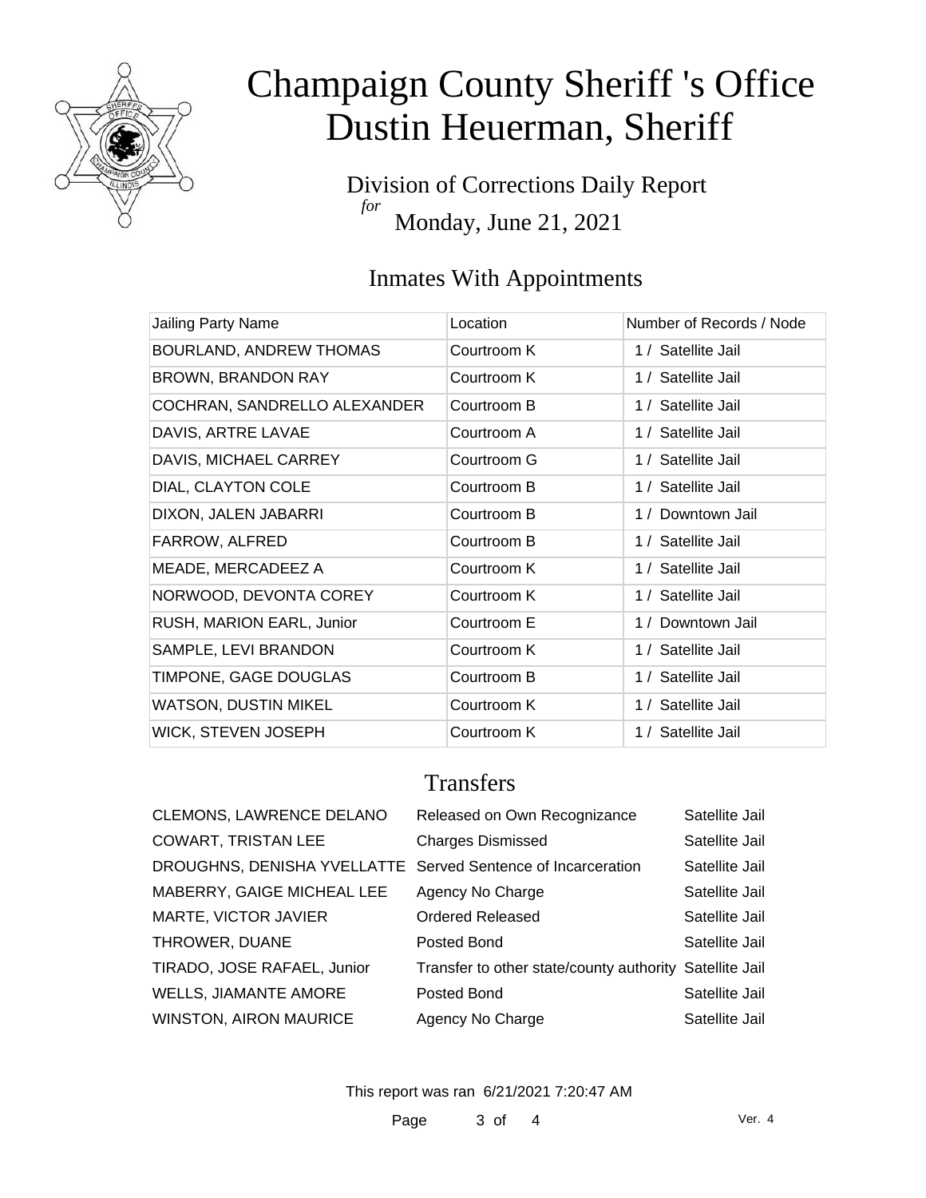# Champaign County Sheriff 's Office
# Dustin Heuerman, Sheriff

Division of Corrections Daily Report
*for*
Monday, June 21, 2021

## Inmates With Appointments

| Jailing Party Name | Location | Number of Records / Node |
|---|---|---|
| BOURLAND, ANDREW THOMAS | Courtroom K | 1 / Satellite Jail |
| BROWN, BRANDON RAY | Courtroom K | 1 / Satellite Jail |
| COCHRAN, SANDRELLO ALEXANDER | Courtroom B | 1 / Satellite Jail |
| DAVIS, ARTRE LAVAE | Courtroom A | 1 / Satellite Jail |
| DAVIS, MICHAEL CARREY | Courtroom G | 1 / Satellite Jail |
| DIAL, CLAYTON COLE | Courtroom B | 1 / Satellite Jail |
| DIXON, JALEN JABARRI | Courtroom B | 1 / Downtown Jail |
| FARROW, ALFRED | Courtroom B | 1 / Satellite Jail |
| MEADE, MERCADEEZ A | Courtroom K | 1 / Satellite Jail |
| NORWOOD, DEVONTA COREY | Courtroom K | 1 / Satellite Jail |
| RUSH, MARION EARL, Junior | Courtroom E | 1 / Downtown Jail |
| SAMPLE, LEVI BRANDON | Courtroom K | 1 / Satellite Jail |
| TIMPONE, GAGE DOUGLAS | Courtroom B | 1 / Satellite Jail |
| WATSON, DUSTIN MIKEL | Courtroom K | 1 / Satellite Jail |
| WICK, STEVEN JOSEPH | Courtroom K | 1 / Satellite Jail |

## Transfers

| | | |
|---|---|---|
| CLEMONS, LAWRENCE DELANO | Released on Own Recognizance | Satellite Jail |
| COWART, TRISTAN LEE | Charges Dismissed | Satellite Jail |
| DROUGHNS, DENISHA YVELLATTE | Served Sentence of Incarceration | Satellite Jail |
| MABERRY, GAIGE MICHEAL LEE | Agency No Charge | Satellite Jail |
| MARTE, VICTOR JAVIER | Ordered Released | Satellite Jail |
| THROWER, DUANE | Posted Bond | Satellite Jail |
| TIRADO, JOSE RAFAEL, Junior | Transfer to other state/county authority | Satellite Jail |
| WELLS, JIAMANTE AMORE | Posted Bond | Satellite Jail |
| WINSTON, AIRON MAURICE | Agency No Charge | Satellite Jail |

This report was ran 6/21/2021 7:20:47 AM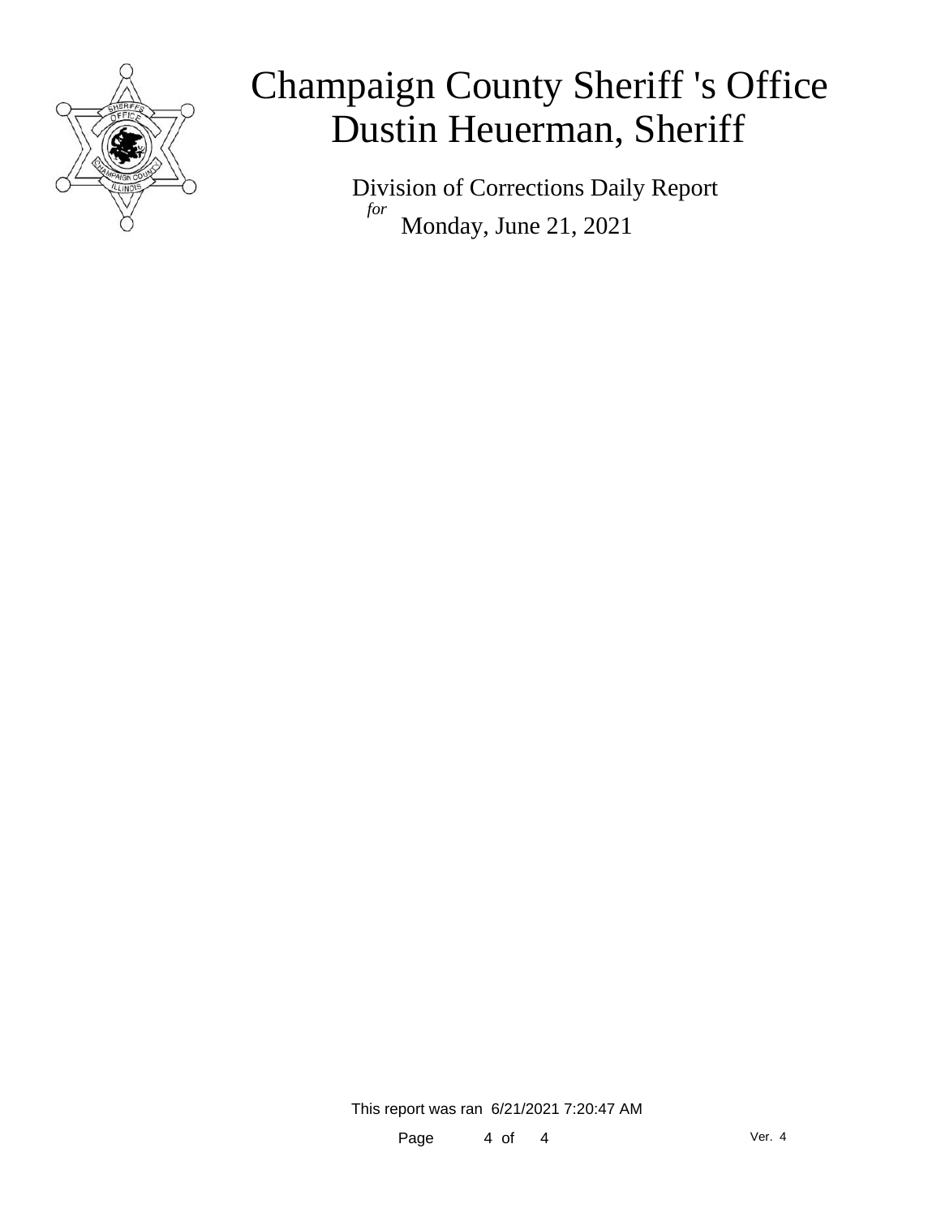# Champaign County Sheriff 's Office
# Dustin Heuerman, Sheriff

Division of Corrections Daily Report

*for* Monday, June 21, 2021

This report was ran 6/21/2021 7:20:47 AM

Ver. 4